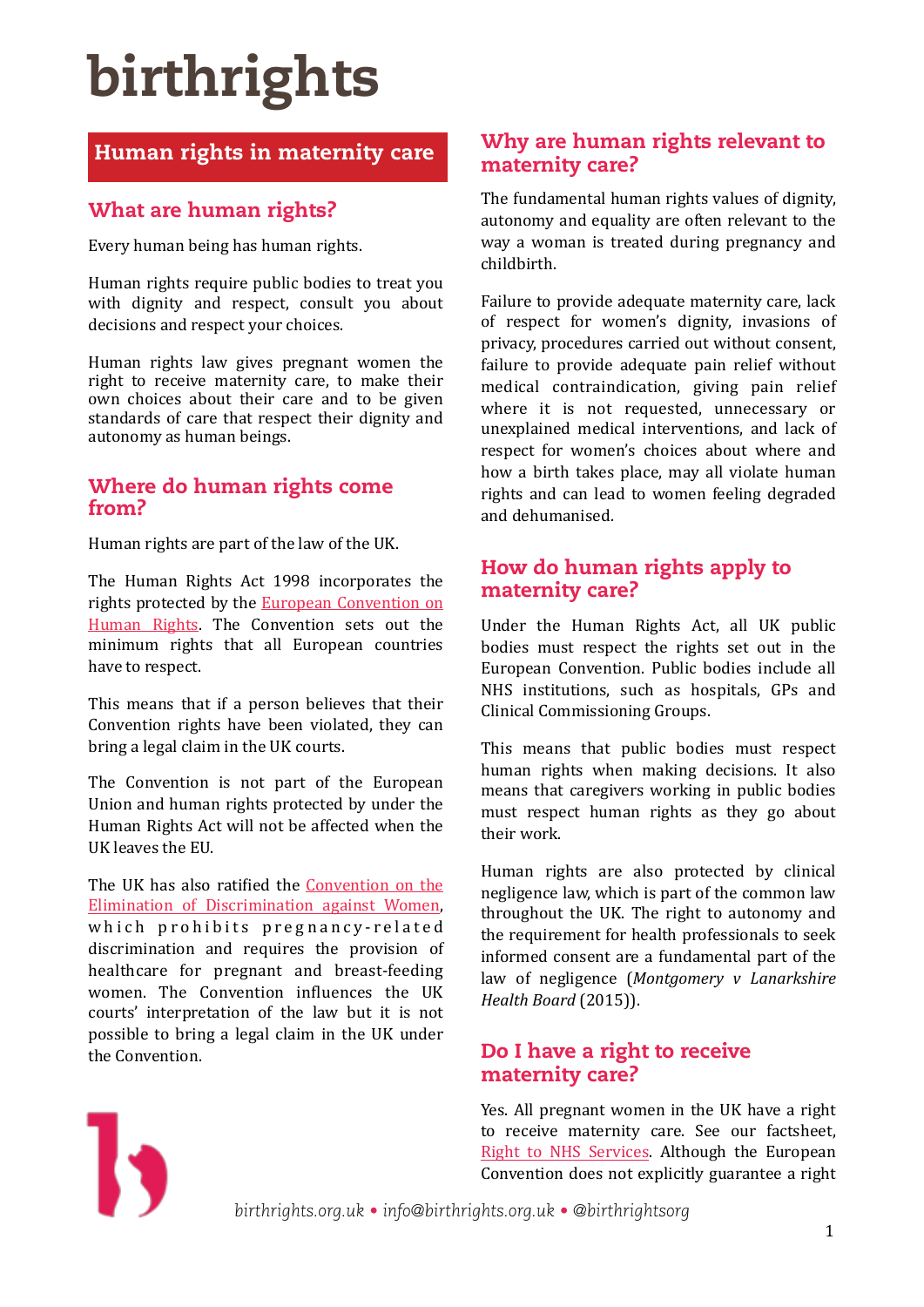# birthrights

## Human rights in maternity care

## What are human rights?

Every human being has human rights.

Human rights require public bodies to treat you with dignity and respect, consult you about decisions and respect your choices.

Human rights law gives pregnant women the right to receive maternity care, to make their own choices about their care and to be given standards of care that respect their dignity and autonomy as human beings.

## Where do human rights come from?

Human rights are part of the law of the UK.

The Human Rights Act 1998 incorporates the rights protected by the European Convention on Human Rights. The Convention sets out the minimum rights that all European countries have to respect.

This means that if a person believes that their Convention rights have been violated, they can bring a legal claim in the UK courts.

The Convention is not part of the European Union and human rights protected by under the Human Rights Act will not be affected when the UK leaves the EU.

The UK has also ratified the Convention on the Elimination of Discrimination against Women, which prohibits pregnancy-related discrimination and requires the provision of healthcare for pregnant and breast-feeding women. The Convention influences the UK courts' interpretation of the law but it is not possible to bring a legal claim in the UK under the Convention.

## Why are human rights relevant to maternity care?

The fundamental human rights values of dignity, autonomy and equality are often relevant to the way a woman is treated during pregnancy and childbirth.

Failure to provide adequate maternity care, lack of respect for women's dignity, invasions of privacy, procedures carried out without consent, failure to provide adequate pain relief without medical contraindication, giving pain relief where it is not requested, unnecessary or unexplained medical interventions, and lack of respect for women's choices about where and how a birth takes place, may all violate human rights and can lead to women feeling degraded and dehumanised.

## How do human rights apply to maternity care?

Under the Human Rights Act, all UK public bodies must respect the rights set out in the European Convention. Public bodies include all NHS institutions, such as hospitals, GPs and Clinical Commissioning Groups.

This means that public bodies must respect human rights when making decisions. It also means that caregivers working in public bodies must respect human rights as they go about their work.

Human rights are also protected by clinical negligence law, which is part of the common law throughout the UK. The right to autonomy and the requirement for health professionals to seek informed consent are a fundamental part of the law of negligence (*Montgomery v Lanarkshire Health Board* (2015)).

## Do I have a right to receive maternity care?

Yes. All pregnant women in the UK have a right to receive maternity care. See our factsheet, Right to NHS Services. Although the European Convention does not explicitly guarantee a right

birthrights.org.uk • info@birthrights.org.uk • @birthrightsorg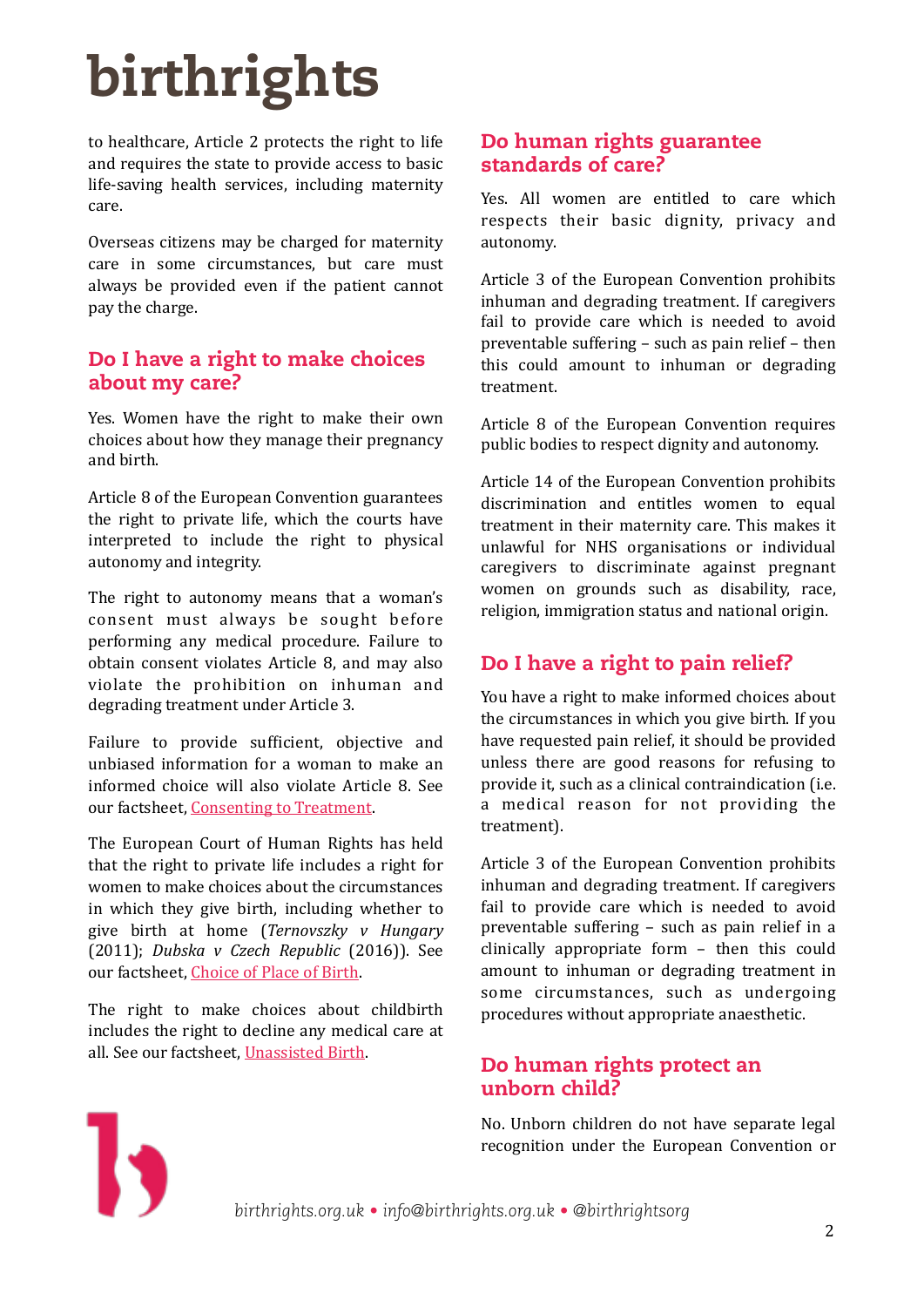to healthcare, Article 2 protects the right to life and requires the state to provide access to basic life-saving health services, including maternity care.

Overseas citizens may be charged for maternity care in some circumstances, but care must always be provided even if the patient cannot pay the charge.

## Do I have a right to make choices about my care?

Yes. Women have the right to make their own choices about how they manage their pregnancy and birth.

Article 8 of the European Convention guarantees the right to private life, which the courts have interpreted to include the right to physical autonomy and integrity.

The right to autonomy means that a woman's consent must always be sought before performing any medical procedure. Failure to obtain consent violates Article 8, and may also violate the prohibition on inhuman and degrading treatment under Article 3.

Failure to provide sufficient, objective and unbiased information for a woman to make an informed choice will also violate Article 8. See our factsheet, Consenting to Treatment.

The European Court of Human Rights has held that the right to private life includes a right for women to make choices about the circumstances in which they give birth, including whether to give birth at home (*Ternovszky v Hungary* (2011); *Dubska v Czech Republic* (2016)). See our factsheet, Choice of Place of Birth.

The right to make choices about childbirth includes the right to decline any medical care at all. See our factsheet, Unassisted Birth.

## Do human rights guarantee standards of care?

Yes. All women are entitled to care which respects their basic dignity, privacy and autonomy.

Article 3 of the European Convention prohibits inhuman and degrading treatment. If caregivers fail to provide care which is needed to avoid preventable suffering – such as pain relief – then this could amount to inhuman or degrading treatment.

Article 8 of the European Convention requires public bodies to respect dignity and autonomy.

Article 14 of the European Convention prohibits discrimination and entitles women to equal treatment in their maternity care. This makes it unlawful for NHS organisations or individual caregivers to discriminate against pregnant women on grounds such as disability, race, religion, immigration status and national origin.

## Do I have a right to pain relief?

You have a right to make informed choices about the circumstances in which you give birth. If you have requested pain relief, it should be provided unless there are good reasons for refusing to provide it, such as a clinical contraindication (i.e. a medical reason for not providing the treatment).

Article 3 of the European Convention prohibits inhuman and degrading treatment. If caregivers fail to provide care which is needed to avoid preventable suffering – such as pain relief in a clinically appropriate form – then this could amount to inhuman or degrading treatment in some circumstances, such as undergoing procedures without appropriate anaesthetic.

## Do human rights protect an unborn child?

No. Unborn children do not have separate legal recognition under the European Convention or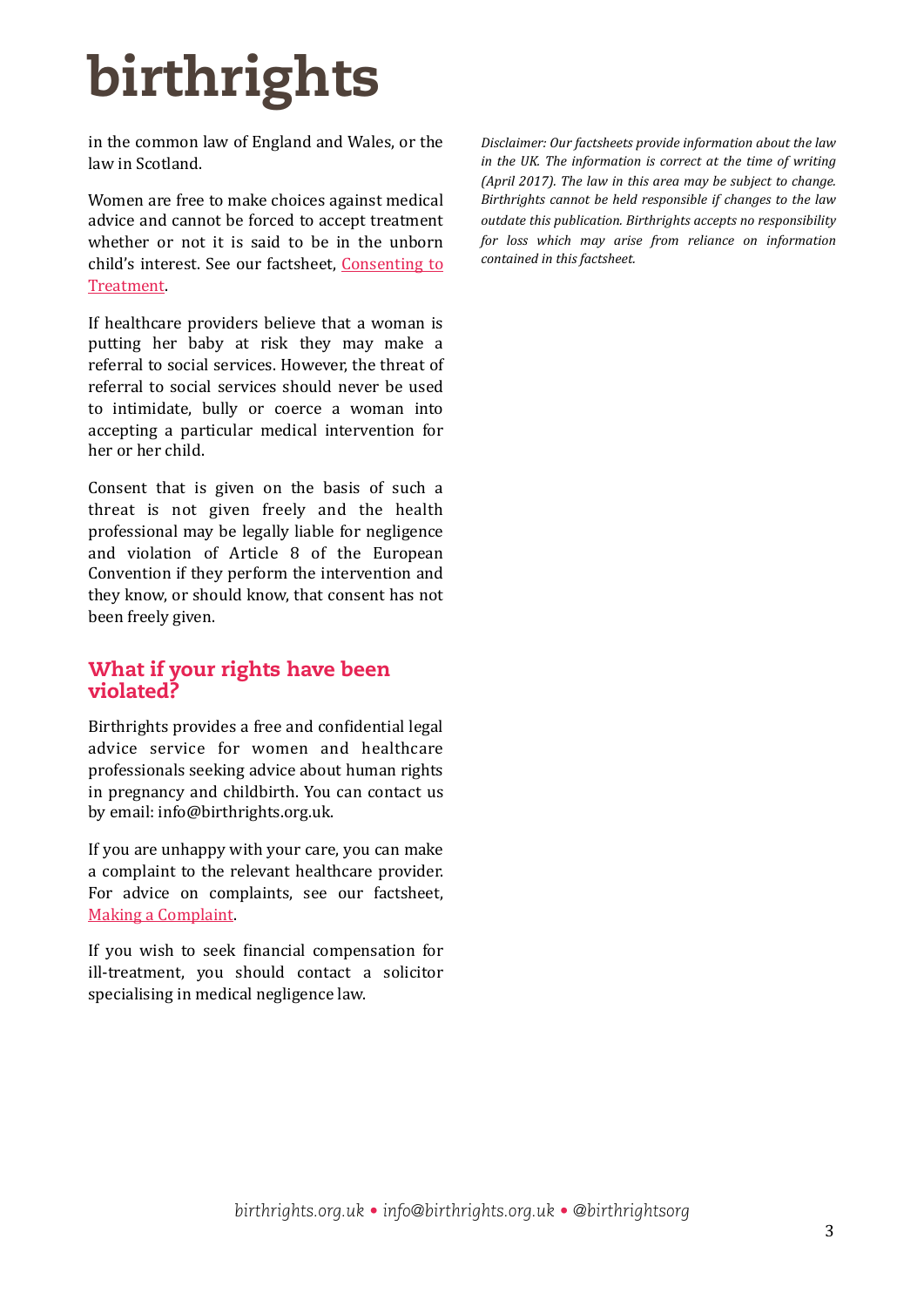in the common law of England and Wales, or the law in Scotland.

Women are free to make choices against medical advice and cannot be forced to accept treatment whether or not it is said to be in the unborn child's interest. See our factsheet, Consenting to Treatment.

If healthcare providers believe that a woman is putting her baby at risk they may make a referral to social services. However, the threat of referral to social services should never be used to intimidate, bully or coerce a woman into accepting a particular medical intervention for her or her child.

Consent that is given on the basis of such a threat is not given freely and the health professional may be legally liable for negligence and violation of Article 8 of the European Convention if they perform the intervention and they know, or should know, that consent has not been freely given.

## What if your rights have been violated?

Birthrights provides a free and confidential legal advice service for women and healthcare professionals seeking advice about human rights in pregnancy and childbirth. You can contact us by email: info@birthrights.org.uk.

If you are unhappy with your care, you can make a complaint to the relevant healthcare provider. For advice on complaints, see our factsheet, Making a Complaint.

If you wish to seek financial compensation for ill-treatment, you should contact a solicitor specialising in medical negligence law.

*Disclaimer: Our factsheets provide information about the law in the UK. The information is correct at the time of writing (April 2017). The law in this area may be subject to change. Birthrights cannot be held responsible if changes to the law outdate this publication. Birthrights accepts no responsibility for loss which may arise from reliance on information contained in this factsheet.*